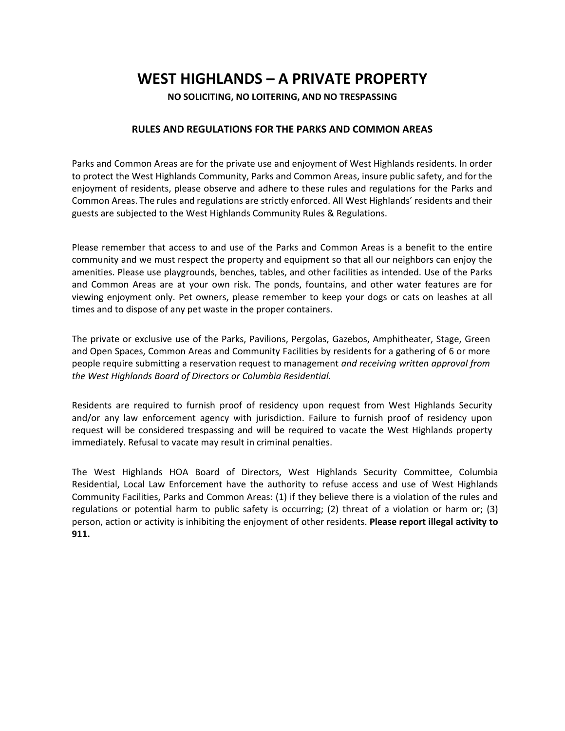# WEST HIGHLANDS – A PRIVATE PROPERTY

**NO SOLICITING, NO LOITERING, AND NO TRESPASSING**

## RULES AND REGULATIONS FOR THE PARKS AND COMMON AREAS

Parks and Common Areas are for the private use and enjoyment of West Highlands residents. In order to protect the West Highlands Community, Parks and Common Areas, insure public safety, and for the enjoyment of residents, please observe and adhere to these rules and regulations for the Parks and Common Areas. The rules and regulations are strictly enforced. All West Highlands' residents and their guests are subjected to the West Highlands Community Rules & Regulations.

Please remember that access to and use of the Parks and Common Areas is a benefit to the entire community and we must respect the property and equipment so that all our neighbors can enjoy the amenities. Please use playgrounds, benches, tables, and other facilities as intended. Use of the Parks and Common Areas are at your own risk. The ponds, fountains, and other water features are for viewing enjoyment only. Pet owners, please remember to keep your dogs or cats on leashes at all times and to dispose of any pet waste in the proper containers.

The private or exclusive use of the Parks, Pavilions, Pergolas, Gazebos, Amphitheater, Stage, Green and Open Spaces, Common Areas and Community Facilities by residents for a gathering of 6 or more people require submitting a reservation request to management *and receiving written approval from the West Highlands Board of Directors or Columbia Residential.*

Residents are required to furnish proof of residency upon request from West Highlands Security and/or any law enforcement agency with jurisdiction. Failure to furnish proof of residency upon request will be considered trespassing and will be required to vacate the West Highlands property immediately. Refusal to vacate may result in criminal penalties.

The West Highlands HOA Board of Directors, West Highlands Security Committee, Columbia Residential, Local Law Enforcement have the authority to refuse access and use of West Highlands Community Facilities, Parks and Common Areas: (1) if they believe there is a violation of the rules and regulations or potential harm to public safety is occurring; (2) threat of a violation or harm or; (3) person, action or activity is inhibiting the enjoyment of other residents. **Please report illegal activity to 911.**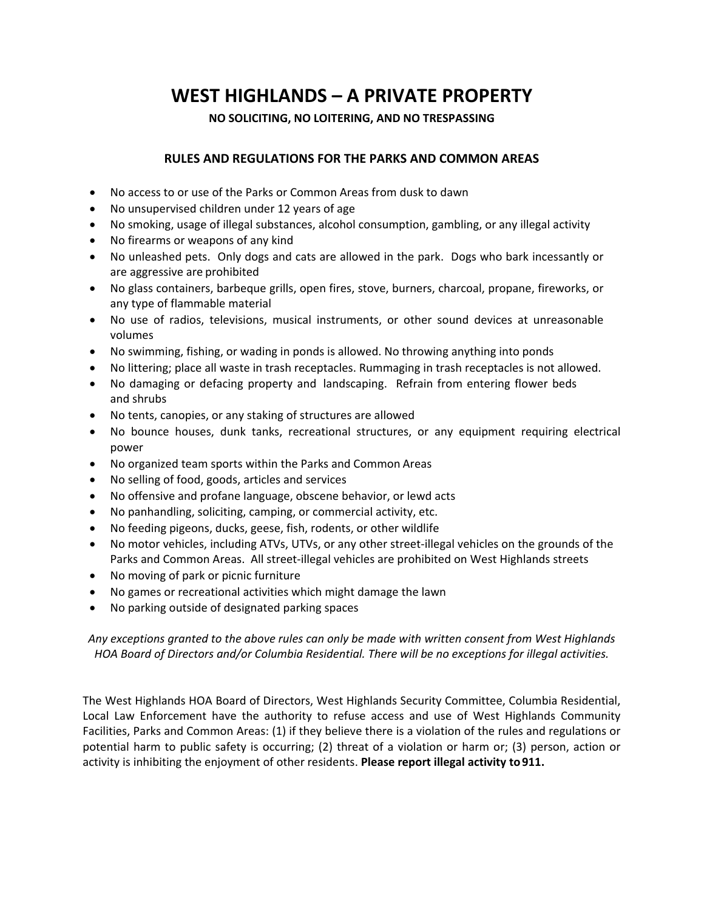# WEST HIGHLANDS – A PRIVATE PROPERTY

**NO SOLICITING, NO LOITERING, AND NO TRESPASSING**

## RULES AND REGULATIONS FOR THE PARKS AND COMMON AREAS

- No access to or use of the Parks or Common Areas from dusk to dawn
- No unsupervised children under 12 years of age
- No smoking, usage of illegal substances, alcohol consumption, gambling, or any illegal activity
- No firearms or weapons of any kind
- No unleashed pets. Only dogs and cats are allowed in the park. Dogs who bark incessantly or are aggressive are prohibited
- No glass containers, barbeque grills, open fires, stove, burners, charcoal, propane, fireworks, or any type of flammable material
- No use of radios, televisions, musical instruments, or other sound devices at unreasonable volumes
- No swimming, fishing, or wading in ponds is allowed. No throwing anything into ponds
- No littering; place all waste in trash receptacles. Rummaging in trash receptacles is not allowed.
- No damaging or defacing property and landscaping. Refrain from entering flower beds and shrubs
- No tents, canopies, or any staking of structures are allowed
- No bounce houses, dunk tanks, recreational structures, or any equipment requiring electrical power
- No organized team sports within the Parks and Common Areas
- No selling of food, goods, articles and services
- No offensive and profane language, obscene behavior, or lewd acts
- No panhandling, soliciting, camping, or commercial activity, etc.
- No feeding pigeons, ducks, geese, fish, rodents, or other wildlife
- No motor vehicles, including ATVs, UTVs, or any other street-illegal vehicles on the grounds of the Parks and Common Areas. All street-illegal vehicles are prohibited on West Highlands streets
- No moving of park or picnic furniture
- No games or recreational activities which might damage the lawn
- No parking outside of designated parking spaces

*Any exceptions granted to the above rules can only be made with written consent from West Highlands HOA Board of Directors and/or Columbia Residential. There will be no exceptions for illegal activities.*

The West Highlands HOA Board of Directors, West Highlands Security Committee, Columbia Residential, Local Law Enforcement have the authority to refuse access and use of West Highlands Community Facilities, Parks and Common Areas: (1) if they believe there is a violation of the rules and regulations or potential harm to public safety is occurring; (2) threat of a violation or harm or; (3) person, action or activity is inhibiting the enjoyment of other residents. **Please report illegal activity to 911.**